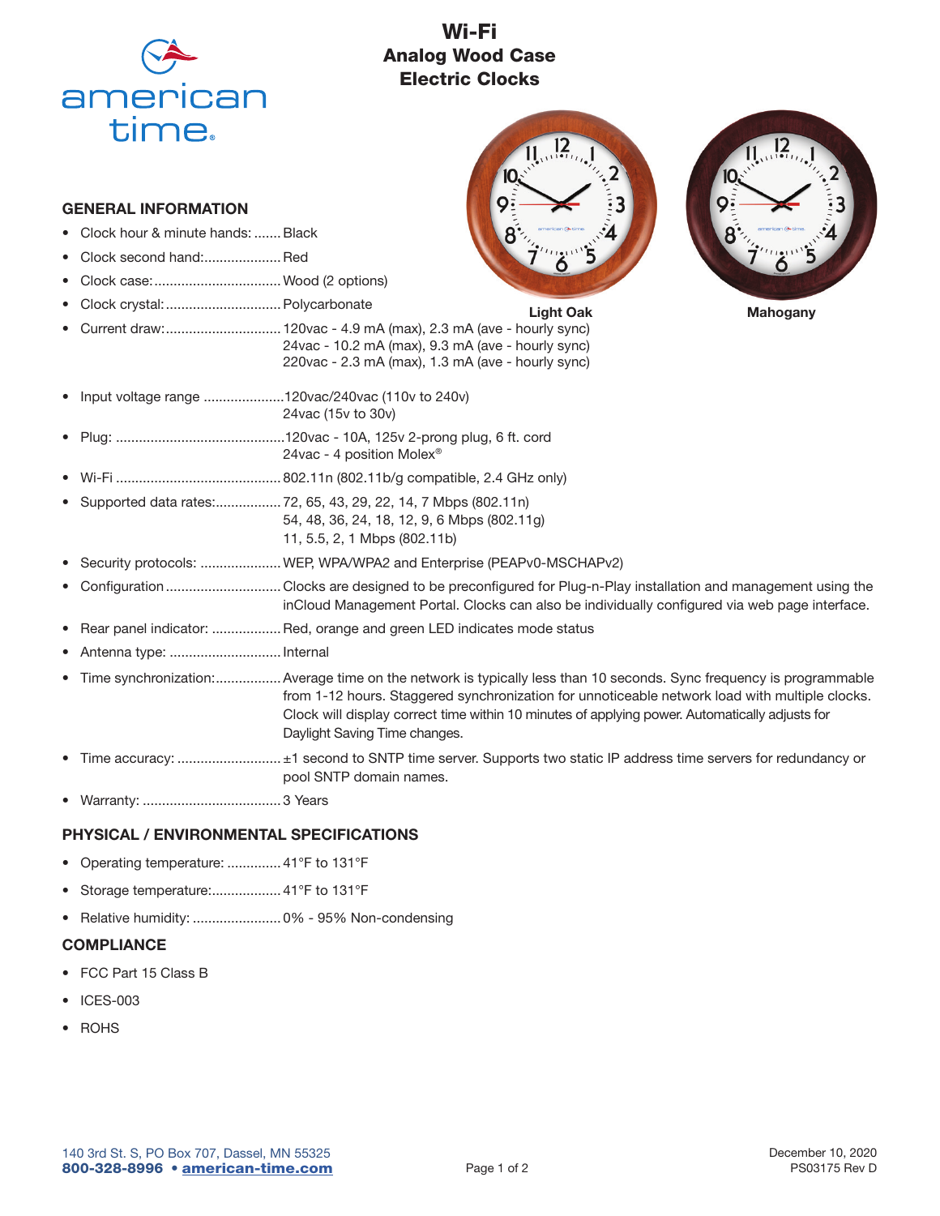# Wi-Fi
## Analog Wood Case Electric Clocks

Light Oak

Mahogany

### GENERAL INFORMATION

- Clock hour & minute hands: ....... Black
- Clock second hand:.................... Red
- Clock case:................................ Wood (2 options)
- Clock crystal:.............................. Polycarbonate
- Current draw:.............................. 120vac - 4.9 mA (max), 2.3 mA (ave - hourly sync)
  24vac - 10.2 mA (max), 9.3 mA (ave - hourly sync)
  220vac - 2.3 mA (max), 1.3 mA (ave - hourly sync)
- Input voltage range ..................... 120vac/240vac (110v to 240v)
  24vac (15v to 30v)
- Plug: ............................................ 120vac - 10A, 125v 2-prong plug, 6 ft. cord
  24vac - 4 position Molex®
- Wi-Fi ........................................... 802.11n (802.11b/g compatible, 2.4 GHz only)
- Supported data rates:................. 72, 65, 43, 29, 22, 14, 7 Mbps (802.11n)
  54, 48, 36, 24, 18, 12, 9, 6 Mbps (802.11g)
  11, 5.5, 2, 1 Mbps (802.11b)
- Security protocols: ..................... WEP, WPA/WPA2 and Enterprise (PEAPv0-MSCHAPv2)
- Configuration .............................. Clocks are designed to be preconfigured for Plug-n-Play installation and management using the inCloud Management Portal. Clocks can also be individually configured via web page interface.
- Rear panel indicator: .................. Red, orange and green LED indicates mode status
- Antenna type: ............................. Internal
- Time synchronization:................. Average time on the network is typically less than 10 seconds. Sync frequency is programmable from 1-12 hours. Staggered synchronization for unnoticeable network load with multiple clocks. Clock will display correct time within 10 minutes of applying power. Automatically adjusts for Daylight Saving Time changes.
- Time accuracy: ........................... ±1 second to SNTP time server. Supports two static IP address time servers for redundancy or pool SNTP domain names.
- Warranty: .................................... 3 Years

### PHYSICAL / ENVIRONMENTAL SPECIFICATIONS

- Operating temperature: .............. 41°F to 131°F
- Storage temperature:.................. 41°F to 131°F
- Relative humidity: ....................... 0% - 95% Non-condensing

### COMPLIANCE

- FCC Part 15 Class B
- ICES-003
- ROHS

140 3rd St. S, PO Box 707, Dassel, MN 55325
**800-328-8996 • american-time.com**

December 10, 2020
PS03175 Rev D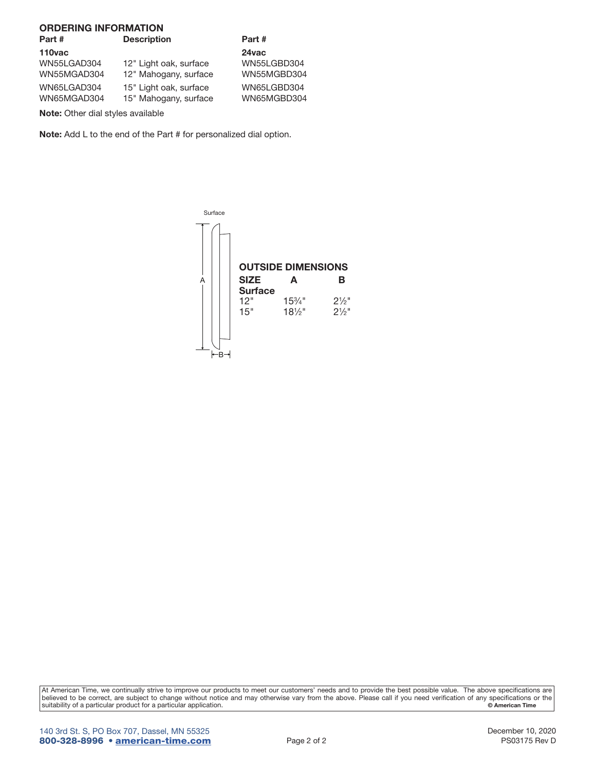## ORDERING INFORMATION

| Part # | Description | Part # |
|---|---|---|
| **110vac** | | **24vac** |
| WN55LGAD304 | 12" Light oak, surface | WN55LGBD304 |
| WN55MGAD304 | 12" Mahogany, surface | WN55MGBD304 |
| WN65LGAD304 | 15" Light oak, surface | WN65LGBD304 |
| WN65MGAD304 | 15" Mahogany, surface | WN65MGBD304 |

**Note:** Other dial styles available

**Note:** Add L to the end of the Part # for personalized dial option.

Surface

A

B

### OUTSIDE DIMENSIONS

| SIZE | A | B |
|---|---|---|
| **Surface** | | |
| 12" | 15¾" | 2½" |
| 15" | 18½" | 2½" |

At American Time, we continually strive to improve our products to meet our customers' needs and to provide the best possible value. The above specifications are believed to be correct, are subject to change without notice and may otherwise vary from the above. Please call if you need verification of any specifications or the suitability of a particular product for a particular application. **© American Time**

140 3rd St. S, PO Box 707, Dassel, MN 55325
**800-328-8996 • american-time.com**

December 10, 2020
PS03175 Rev D